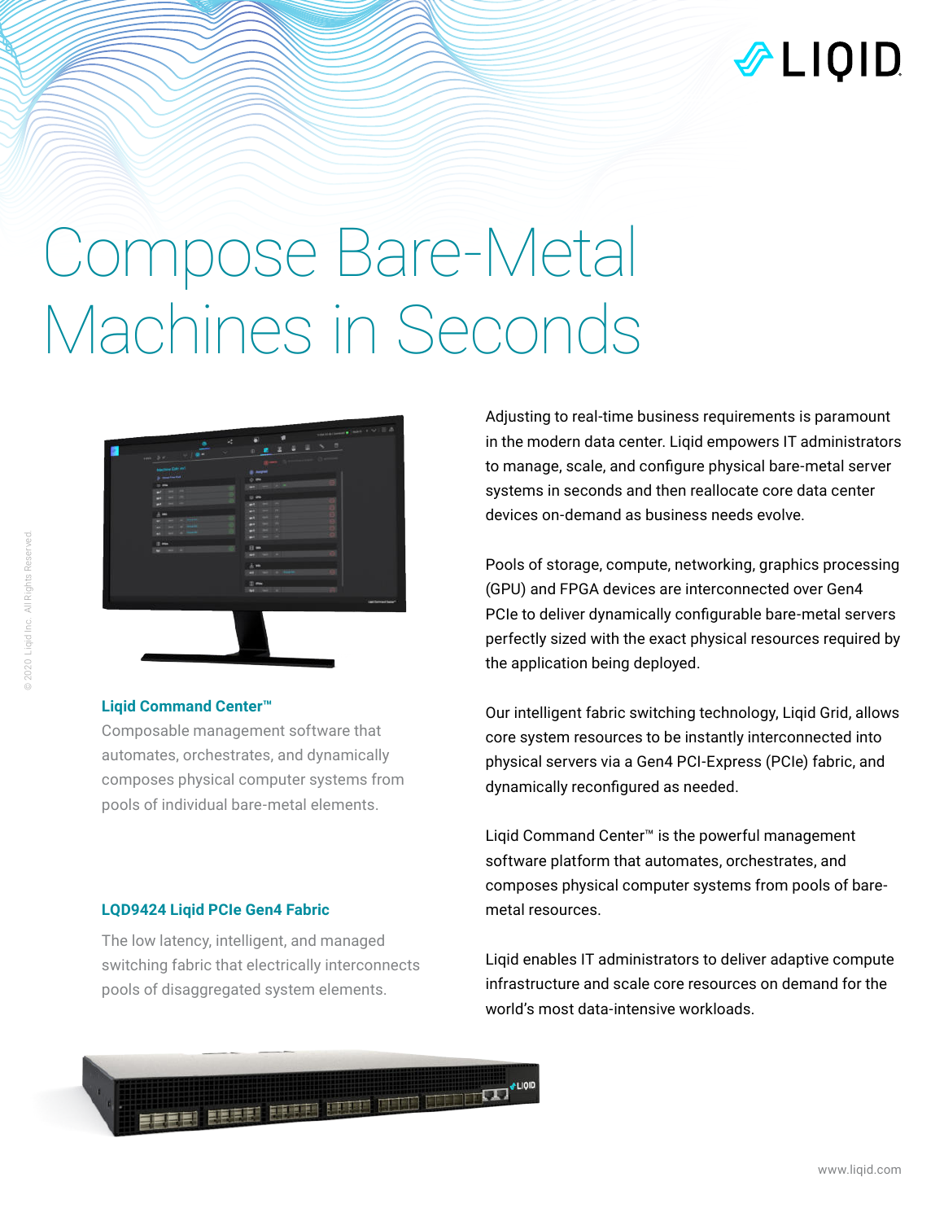# Compose Bare-Metal Machines in Seconds

### Liqid Command Center™

Composable management software that automates, orchestrates, and dynamically composes physical computer systems from pools of individual bare-metal elements.

### LQD9424 Liqid PCIe Gen4 Fabric

The low latency, intelligent, and managed switching fabric that electrically interconnects pools of disaggregated system elements.

Adjusting to real-time business requirements is paramount in the modern data center. Liqid empowers IT administrators to manage, scale, and configure physical bare-metal server systems in seconds and then reallocate core data center devices on-demand as business needs evolve.

Pools of storage, compute, networking, graphics processing (GPU) and FPGA devices are interconnected over Gen4 PCIe to deliver dynamically configurable bare-metal servers perfectly sized with the exact physical resources required by the application being deployed.

Our intelligent fabric switching technology, Liqid Grid, allows core system resources to be instantly interconnected into physical servers via a Gen4 PCI-Express (PCIe) fabric, and dynamically reconfigured as needed.

Liqid Command Center™ is the powerful management software platform that automates, orchestrates, and composes physical computer systems from pools of bare-metal resources.

Liqid enables IT administrators to deliver adaptive compute infrastructure and scale core resources on demand for the world's most data-intensive workloads.

© 2020 Liqid Inc. All Rights Reserved.

www.liqid.com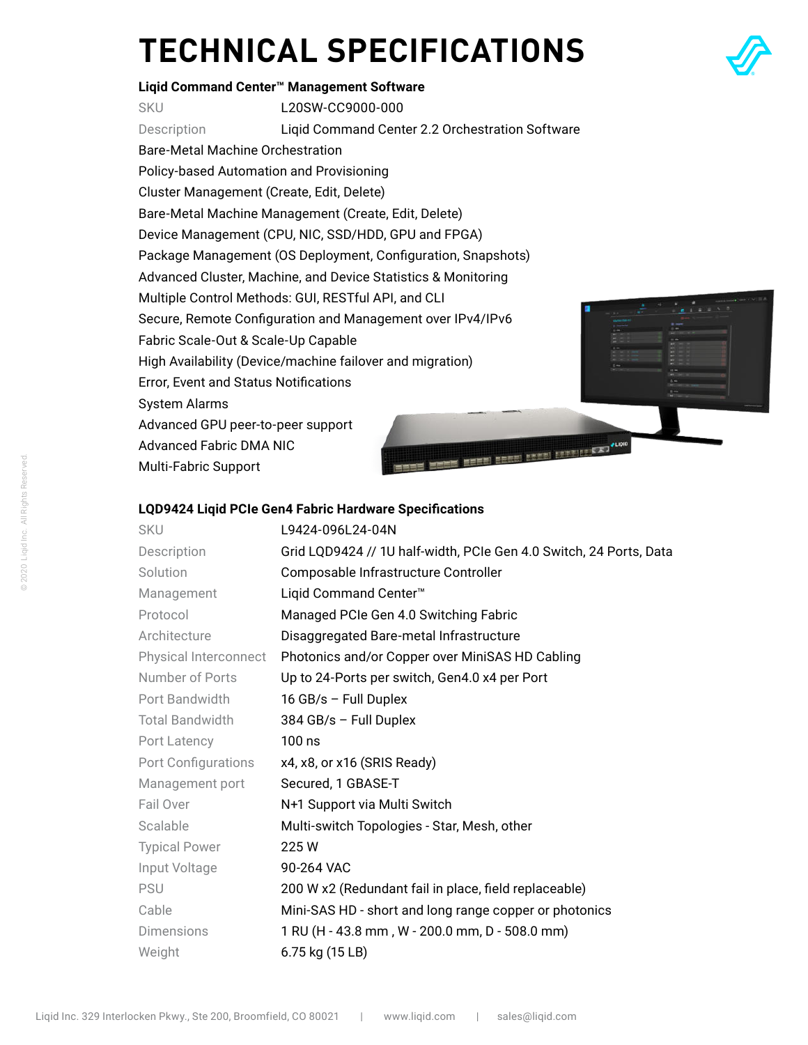# TECHNICAL SPECIFICATIONS

### Liqid Command Center™ Management Software

| | |
|---|---|
| SKU | L20SW-CC9000-000 |
| Description | Liqid Command Center 2.2 Orchestration Software |

Bare-Metal Machine Orchestration
Policy-based Automation and Provisioning
Cluster Management (Create, Edit, Delete)
Bare-Metal Machine Management (Create, Edit, Delete)
Device Management (CPU, NIC, SSD/HDD, GPU and FPGA)
Package Management (OS Deployment, Configuration, Snapshots)
Advanced Cluster, Machine, and Device Statistics & Monitoring
Multiple Control Methods: GUI, RESTful API, and CLI
Secure, Remote Configuration and Management over IPv4/IPv6
Fabric Scale-Out & Scale-Up Capable
High Availability (Device/machine failover and migration)
Error, Event and Status Notifications
System Alarms
Advanced GPU peer-to-peer support
Advanced Fabric DMA NIC
Multi-Fabric Support

### LQD9424 Liqid PCIe Gen4 Fabric Hardware Specifications

| | |
|---|---|
| SKU | L9424-096L24-04N |
| Description | Grid LQD9424 // 1U half-width, PCIe Gen 4.0 Switch, 24 Ports, Data |
| Solution | Composable Infrastructure Controller |
| Management | Liqid Command Center™ |
| Protocol | Managed PCIe Gen 4.0 Switching Fabric |
| Architecture | Disaggregated Bare-metal Infrastructure |
| Physical Interconnect | Photonics and/or Copper over MiniSAS HD Cabling |
| Number of Ports | Up to 24-Ports per switch, Gen4.0 x4 per Port |
| Port Bandwidth | 16 GB/s – Full Duplex |
| Total Bandwidth | 384 GB/s – Full Duplex |
| Port Latency | 100 ns |
| Port Configurations | x4, x8, or x16 (SRIS Ready) |
| Management port | Secured, 1 GBASE-T |
| Fail Over | N+1 Support via Multi Switch |
| Scalable | Multi-switch Topologies - Star, Mesh, other |
| Typical Power | 225 W |
| Input Voltage | 90-264 VAC |
| PSU | 200 W x2 (Redundant fail in place, field replaceable) |
| Cable | Mini-SAS HD - short and long range copper or photonics |
| Dimensions | 1 RU (H - 43.8 mm , W - 200.0 mm, D - 508.0 mm) |
| Weight | 6.75 kg (15 LB) |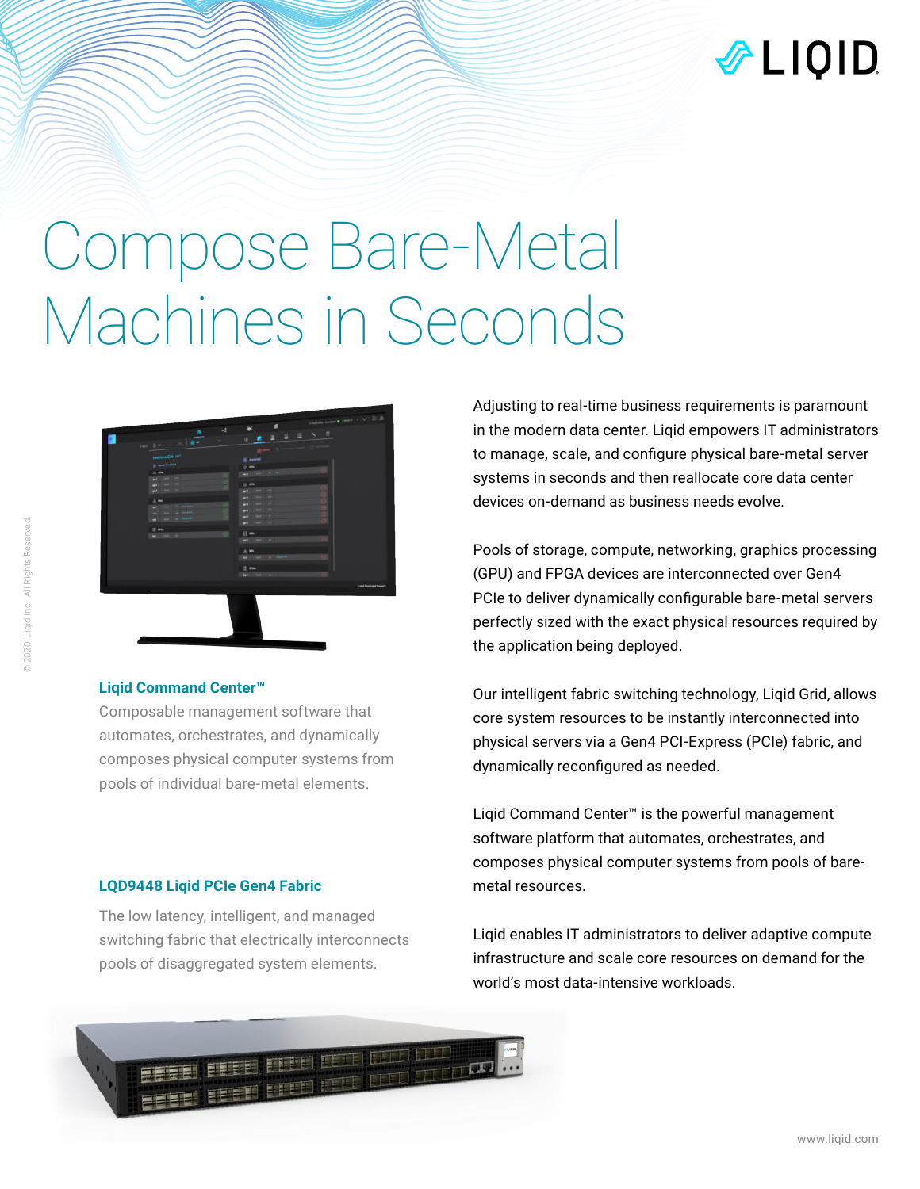# Compose Bare-Metal Machines in Seconds

### Liqid Command Center™

Composable management software that automates, orchestrates, and dynamically composes physical computer systems from pools of individual bare-metal elements.

### LQD9448 Liqid PCIe Gen4 Fabric

The low latency, intelligent, and managed switching fabric that electrically interconnects pools of disaggregated system elements.

Adjusting to real-time business requirements is paramount in the modern data center. Liqid empowers IT administrators to manage, scale, and configure physical bare-metal server systems in seconds and then reallocate core data center devices on-demand as business needs evolve.

Pools of storage, compute, networking, graphics processing (GPU) and FPGA devices are interconnected over Gen4 PCIe to deliver dynamically configurable bare-metal servers perfectly sized with the exact physical resources required by the application being deployed.

Our intelligent fabric switching technology, Liqid Grid, allows core system resources to be instantly interconnected into physical servers via a Gen4 PCI-Express (PCIe) fabric, and dynamically reconfigured as needed.

Liqid Command Center™ is the powerful management software platform that automates, orchestrates, and composes physical computer systems from pools of bare-metal resources.

Liqid enables IT administrators to deliver adaptive compute infrastructure and scale core resources on demand for the world's most data-intensive workloads.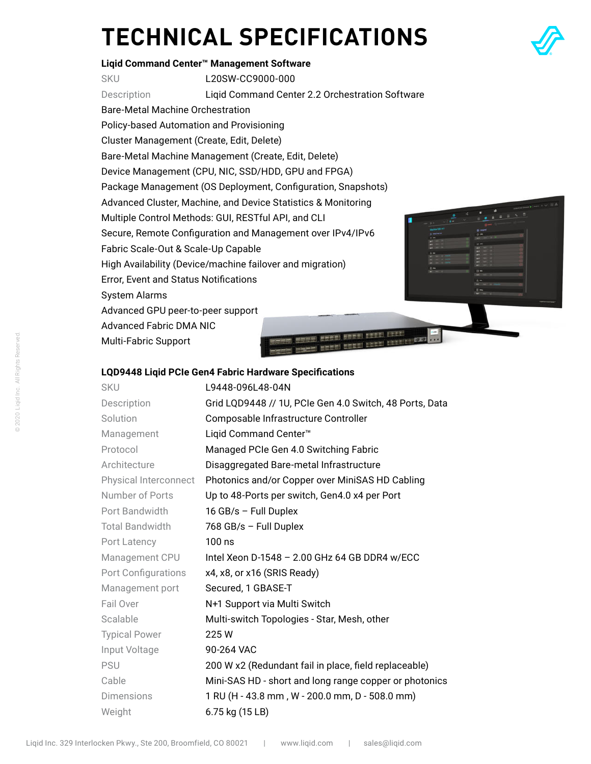# TECHNICAL SPECIFICATIONS

**Liqid Command Center™ Management Software**

| | |
|---|---|
| SKU | L20SW-CC9000-000 |
| Description | Liqid Command Center 2.2 Orchestration Software |

Bare-Metal Machine Orchestration
Policy-based Automation and Provisioning
Cluster Management (Create, Edit, Delete)
Bare-Metal Machine Management (Create, Edit, Delete)
Device Management (CPU, NIC, SSD/HDD, GPU and FPGA)
Package Management (OS Deployment, Configuration, Snapshots)
Advanced Cluster, Machine, and Device Statistics & Monitoring
Multiple Control Methods: GUI, RESTful API, and CLI
Secure, Remote Configuration and Management over IPv4/IPv6
Fabric Scale-Out & Scale-Up Capable
High Availability (Device/machine failover and migration)
Error, Event and Status Notifications
System Alarms
Advanced GPU peer-to-peer support
Advanced Fabric DMA NIC
Multi-Fabric Support

**LQD9448 Liqid PCIe Gen4 Fabric Hardware Specifications**

| | |
|---|---|
| SKU | L9448-096L48-04N |
| Description | Grid LQD9448 // 1U, PCIe Gen 4.0 Switch, 48 Ports, Data |
| Solution | Composable Infrastructure Controller |
| Management | Liqid Command Center™ |
| Protocol | Managed PCIe Gen 4.0 Switching Fabric |
| Architecture | Disaggregated Bare-metal Infrastructure |
| Physical Interconnect | Photonics and/or Copper over MiniSAS HD Cabling |
| Number of Ports | Up to 48-Ports per switch, Gen4.0 x4 per Port |
| Port Bandwidth | 16 GB/s – Full Duplex |
| Total Bandwidth | 768 GB/s – Full Duplex |
| Port Latency | 100 ns |
| Management CPU | Intel Xeon D-1548 – 2.00 GHz 64 GB DDR4 w/ECC |
| Port Configurations | x4, x8, or x16 (SRIS Ready) |
| Management port | Secured, 1 GBASE-T |
| Fail Over | N+1 Support via Multi Switch |
| Scalable | Multi-switch Topologies - Star, Mesh, other |
| Typical Power | 225 W |
| Input Voltage | 90-264 VAC |
| PSU | 200 W x2 (Redundant fail in place, field replaceable) |
| Cable | Mini-SAS HD - short and long range copper or photonics |
| Dimensions | 1 RU (H - 43.8 mm , W - 200.0 mm, D - 508.0 mm) |
| Weight | 6.75 kg (15 LB) |

© 2020 Liqid Inc. All Rights Reserved.

Liqid Inc. 329 Interlocken Pkwy., Ste 200, Broomfield, CO 80021 | www.liqid.com | sales@liqid.com